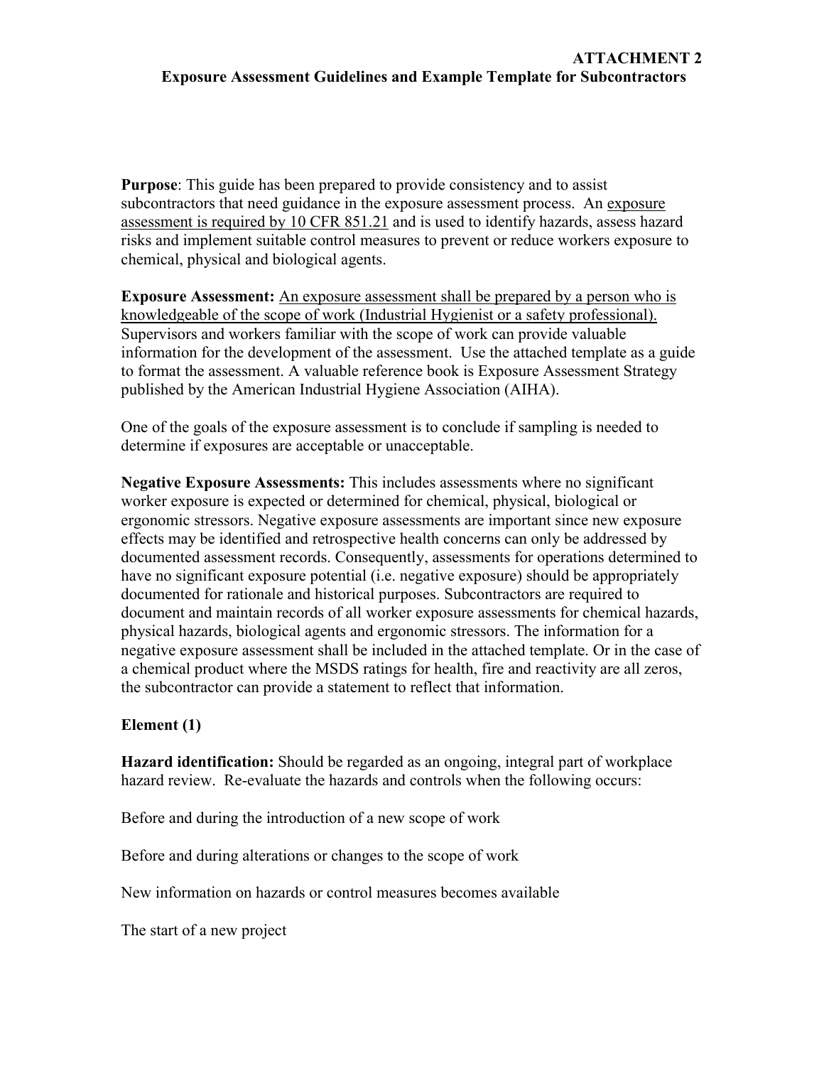**ATTACHMENT 2**

**Exposure Assessment Guidelines and Example Template for Subcontractors**

**Purpose**: This guide has been prepared to provide consistency and to assist subcontractors that need guidance in the exposure assessment process. An exposure assessment is required by 10 CFR 851.21 and is used to identify hazards, assess hazard risks and implement suitable control measures to prevent or reduce workers exposure to chemical, physical and biological agents.

**Exposure Assessment:** An exposure assessment shall be prepared by a person who is knowledgeable of the scope of work (Industrial Hygienist or a safety professional). Supervisors and workers familiar with the scope of work can provide valuable information for the development of the assessment. Use the attached template as a guide to format the assessment. A valuable reference book is Exposure Assessment Strategy published by the American Industrial Hygiene Association (AIHA).

One of the goals of the exposure assessment is to conclude if sampling is needed to determine if exposures are acceptable or unacceptable.

**Negative Exposure Assessments:** This includes assessments where no significant worker exposure is expected or determined for chemical, physical, biological or ergonomic stressors. Negative exposure assessments are important since new exposure effects may be identified and retrospective health concerns can only be addressed by documented assessment records. Consequently, assessments for operations determined to have no significant exposure potential (i.e. negative exposure) should be appropriately documented for rationale and historical purposes. Subcontractors are required to document and maintain records of all worker exposure assessments for chemical hazards, physical hazards, biological agents and ergonomic stressors. The information for a negative exposure assessment shall be included in the attached template. Or in the case of a chemical product where the MSDS ratings for health, fire and reactivity are all zeros, the subcontractor can provide a statement to reflect that information.

**Element (1)**

**Hazard identification:** Should be regarded as an ongoing, integral part of workplace hazard review. Re-evaluate the hazards and controls when the following occurs:

Before and during the introduction of a new scope of work

Before and during alterations or changes to the scope of work

New information on hazards or control measures becomes available

The start of a new project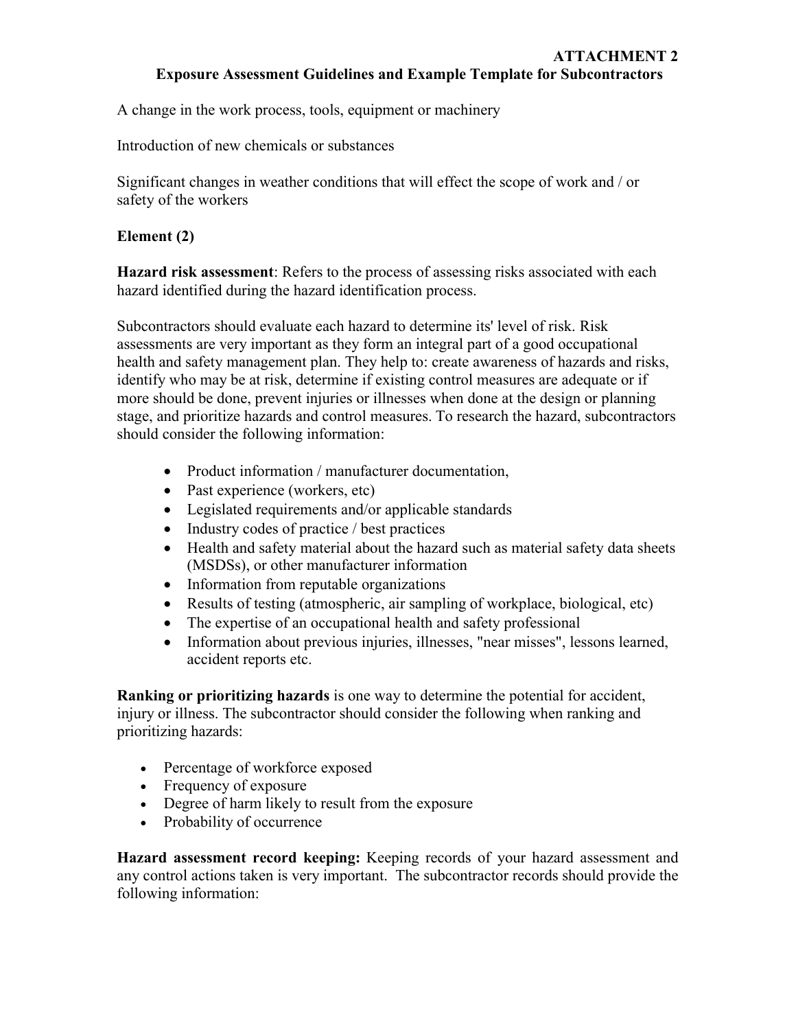**ATTACHMENT 2**

**Exposure Assessment Guidelines and Example Template for Subcontractors**

A change in the work process, tools, equipment or machinery

Introduction of new chemicals or substances

Significant changes in weather conditions that will effect the scope of work and / or safety of the workers

**Element (2)**

**Hazard risk assessment**: Refers to the process of assessing risks associated with each hazard identified during the hazard identification process.

Subcontractors should evaluate each hazard to determine its' level of risk. Risk assessments are very important as they form an integral part of a good occupational health and safety management plan. They help to: create awareness of hazards and risks, identify who may be at risk, determine if existing control measures are adequate or if more should be done, prevent injuries or illnesses when done at the design or planning stage, and prioritize hazards and control measures. To research the hazard, subcontractors should consider the following information:

- Product information / manufacturer documentation,
- Past experience (workers, etc)
- Legislated requirements and/or applicable standards
- Industry codes of practice / best practices
- Health and safety material about the hazard such as material safety data sheets (MSDSs), or other manufacturer information
- Information from reputable organizations
- Results of testing (atmospheric, air sampling of workplace, biological, etc)
- The expertise of an occupational health and safety professional
- Information about previous injuries, illnesses, "near misses", lessons learned, accident reports etc.

**Ranking or prioritizing hazards** is one way to determine the potential for accident, injury or illness. The subcontractor should consider the following when ranking and prioritizing hazards:

- Percentage of workforce exposed
- Frequency of exposure
- Degree of harm likely to result from the exposure
- Probability of occurrence

**Hazard assessment record keeping:** Keeping records of your hazard assessment and any control actions taken is very important. The subcontractor records should provide the following information: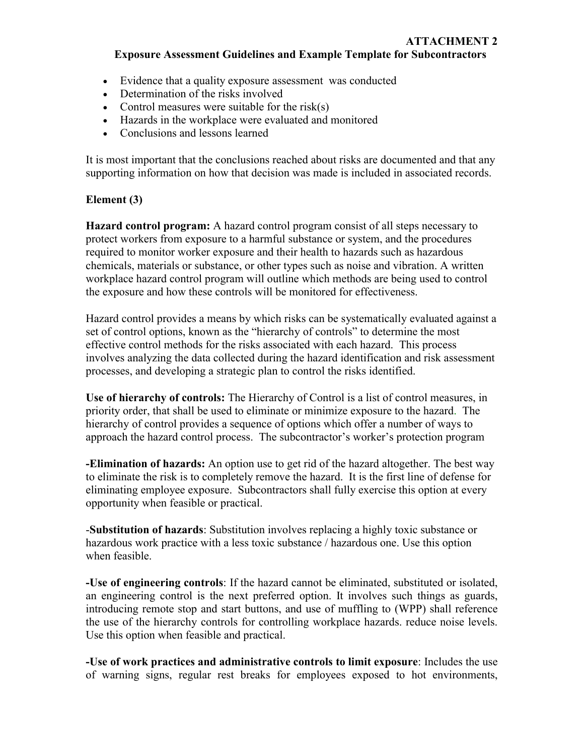**ATTACHMENT 2**

**Exposure Assessment Guidelines and Example Template for Subcontractors**

- Evidence that a quality exposure assessment was conducted
- Determination of the risks involved
- Control measures were suitable for the risk(s)
- Hazards in the workplace were evaluated and monitored
- Conclusions and lessons learned

It is most important that the conclusions reached about risks are documented and that any supporting information on how that decision was made is included in associated records.

**Element (3)**

**Hazard control program:** A hazard control program consist of all steps necessary to protect workers from exposure to a harmful substance or system, and the procedures required to monitor worker exposure and their health to hazards such as hazardous chemicals, materials or substance, or other types such as noise and vibration. A written workplace hazard control program will outline which methods are being used to control the exposure and how these controls will be monitored for effectiveness.

Hazard control provides a means by which risks can be systematically evaluated against a set of control options, known as the "hierarchy of controls" to determine the most effective control methods for the risks associated with each hazard. This process involves analyzing the data collected during the hazard identification and risk assessment processes, and developing a strategic plan to control the risks identified.

**Use of hierarchy of controls:** The Hierarchy of Control is a list of control measures, in priority order, that shall be used to eliminate or minimize exposure to the hazard. The hierarchy of control provides a sequence of options which offer a number of ways to approach the hazard control process. The subcontractor's worker's protection program

**-Elimination of hazards:** An option use to get rid of the hazard altogether. The best way to eliminate the risk is to completely remove the hazard. It is the first line of defense for eliminating employee exposure. Subcontractors shall fully exercise this option at every opportunity when feasible or practical.

-**Substitution of hazards**: Substitution involves replacing a highly toxic substance or hazardous work practice with a less toxic substance / hazardous one. Use this option when feasible.

**-Use of engineering controls**: If the hazard cannot be eliminated, substituted or isolated, an engineering control is the next preferred option. It involves such things as guards, introducing remote stop and start buttons, and use of muffling to (WPP) shall reference the use of the hierarchy controls for controlling workplace hazards. reduce noise levels. Use this option when feasible and practical.

**-Use of work practices and administrative controls to limit exposure**: Includes the use of warning signs, regular rest breaks for employees exposed to hot environments,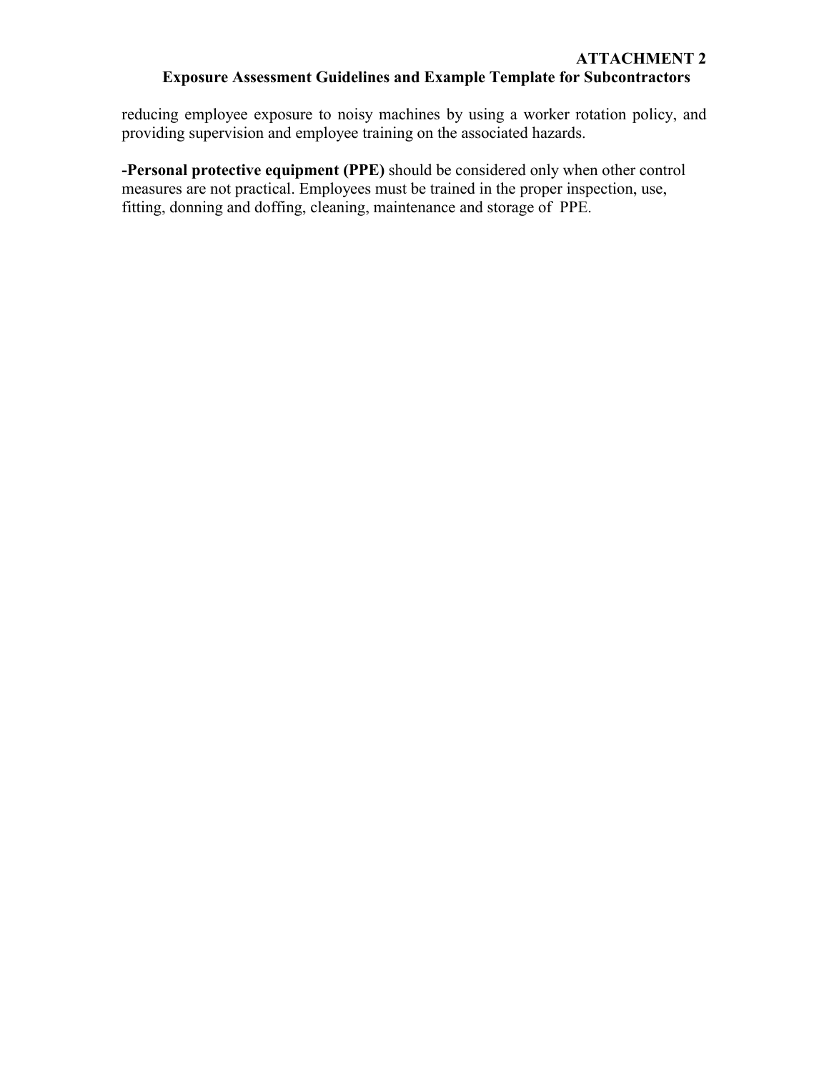reducing employee exposure to noisy machines by using a worker rotation policy, and providing supervision and employee training on the associated hazards.

**-Personal protective equipment (PPE)** should be considered only when other control measures are not practical. Employees must be trained in the proper inspection, use, fitting, donning and doffing, cleaning, maintenance and storage of PPE.